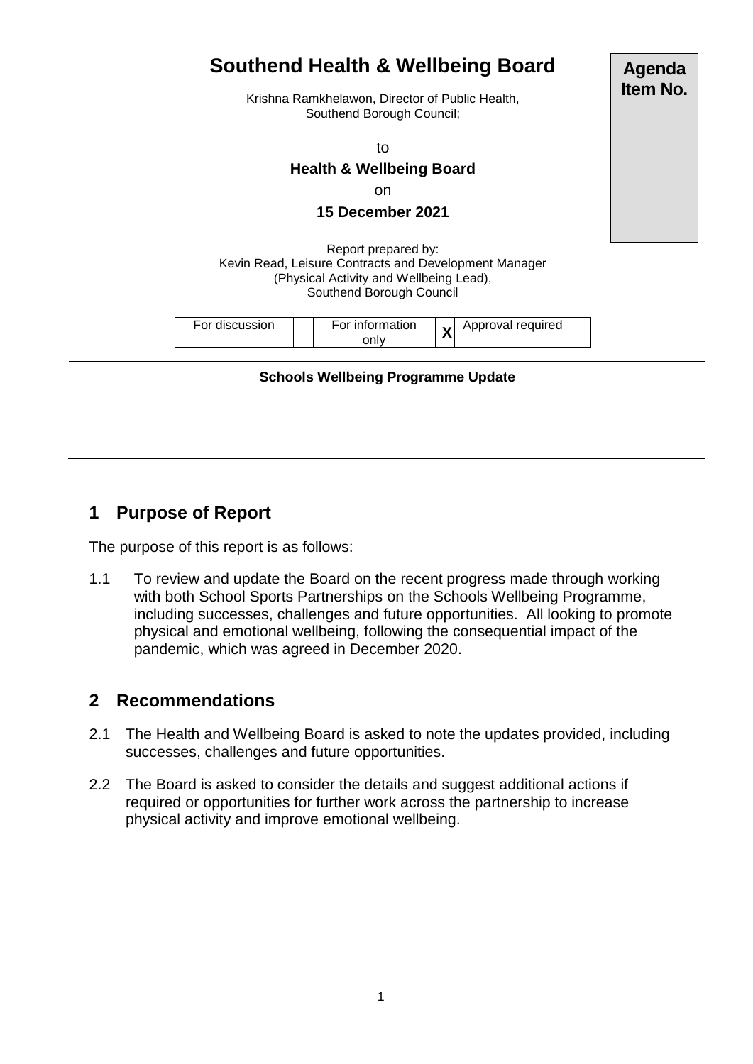# Southend Health & Wellbeing Board

**Agenda Item No.**

Krishna Ramkhelawon, Director of Public Health, Southend Borough Council;

to

**Health & Wellbeing Board**

on

**15 December 2021**

Report prepared by:
Kevin Read, Leisure Contracts and Development Manager (Physical Activity and Wellbeing Lead),
Southend Borough Council

| For discussion | | For information only | X | Approval required | |
|---|---|---|---|---|---|

**Schools Wellbeing Programme Update**

## 1 Purpose of Report

The purpose of this report is as follows:

1.1 To review and update the Board on the recent progress made through working with both School Sports Partnerships on the Schools Wellbeing Programme, including successes, challenges and future opportunities. All looking to promote physical and emotional wellbeing, following the consequential impact of the pandemic, which was agreed in December 2020.

## 2 Recommendations

2.1 The Health and Wellbeing Board is asked to note the updates provided, including successes, challenges and future opportunities.

2.2 The Board is asked to consider the details and suggest additional actions if required or opportunities for further work across the partnership to increase physical activity and improve emotional wellbeing.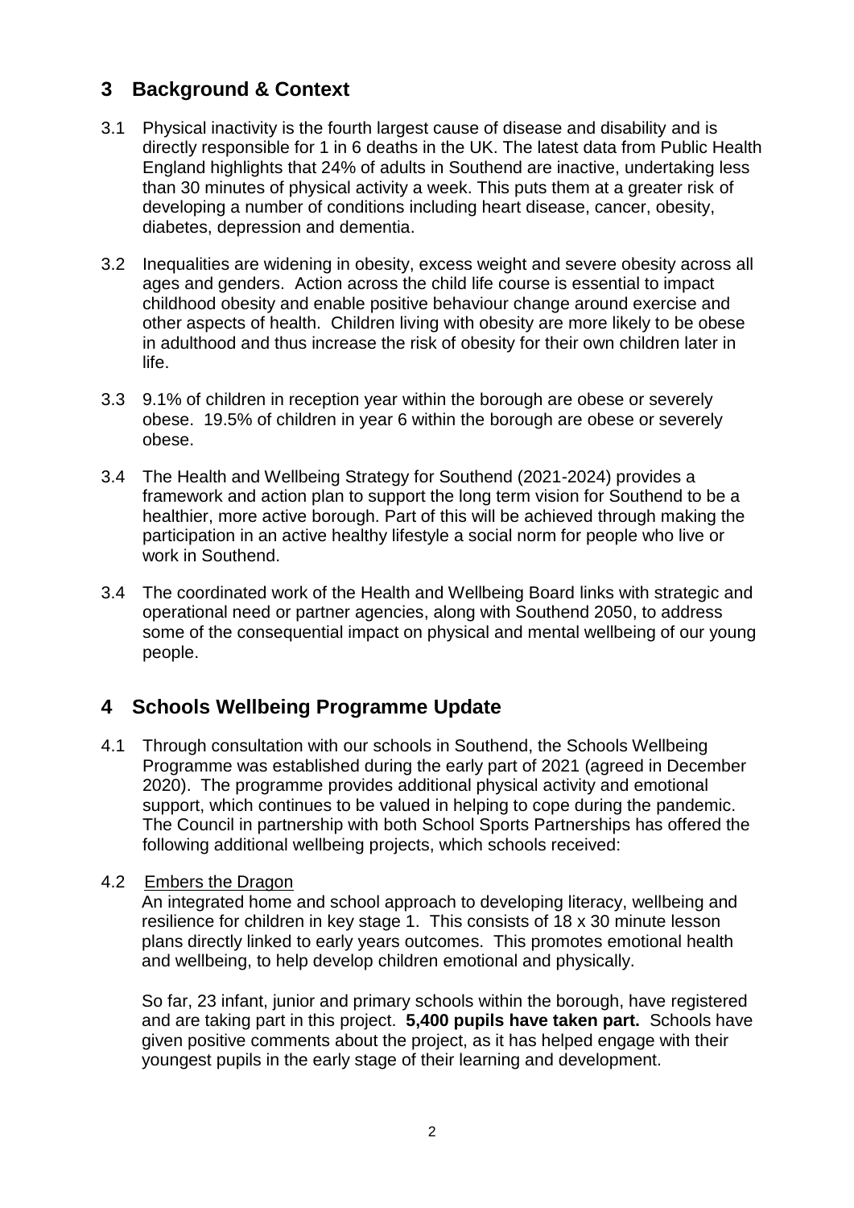## 3 Background & Context

3.1 Physical inactivity is the fourth largest cause of disease and disability and is directly responsible for 1 in 6 deaths in the UK. The latest data from Public Health England highlights that 24% of adults in Southend are inactive, undertaking less than 30 minutes of physical activity a week. This puts them at a greater risk of developing a number of conditions including heart disease, cancer, obesity, diabetes, depression and dementia.

3.2 Inequalities are widening in obesity, excess weight and severe obesity across all ages and genders. Action across the child life course is essential to impact childhood obesity and enable positive behaviour change around exercise and other aspects of health. Children living with obesity are more likely to be obese in adulthood and thus increase the risk of obesity for their own children later in life.

3.3 9.1% of children in reception year within the borough are obese or severely obese. 19.5% of children in year 6 within the borough are obese or severely obese.

3.4 The Health and Wellbeing Strategy for Southend (2021-2024) provides a framework and action plan to support the long term vision for Southend to be a healthier, more active borough. Part of this will be achieved through making the participation in an active healthy lifestyle a social norm for people who live or work in Southend.

3.4 The coordinated work of the Health and Wellbeing Board links with strategic and operational need or partner agencies, along with Southend 2050, to address some of the consequential impact on physical and mental wellbeing of our young people.

## 4 Schools Wellbeing Programme Update

4.1 Through consultation with our schools in Southend, the Schools Wellbeing Programme was established during the early part of 2021 (agreed in December 2020). The programme provides additional physical activity and emotional support, which continues to be valued in helping to cope during the pandemic. The Council in partnership with both School Sports Partnerships has offered the following additional wellbeing projects, which schools received:

4.2 Embers the Dragon

An integrated home and school approach to developing literacy, wellbeing and resilience for children in key stage 1. This consists of 18 x 30 minute lesson plans directly linked to early years outcomes. This promotes emotional health and wellbeing, to help develop children emotional and physically.

So far, 23 infant, junior and primary schools within the borough, have registered and are taking part in this project. **5,400 pupils have taken part.** Schools have given positive comments about the project, as it has helped engage with their youngest pupils in the early stage of their learning and development.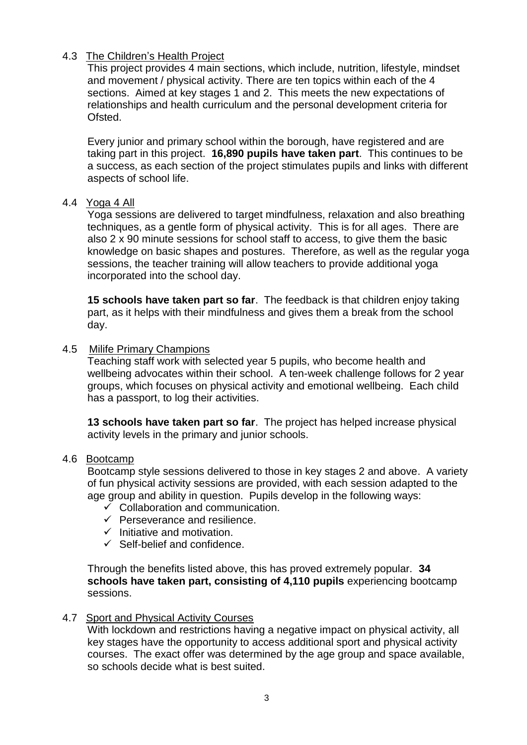### 4.3 The Children's Health Project

This project provides 4 main sections, which include, nutrition, lifestyle, mindset and movement / physical activity. There are ten topics within each of the 4 sections. Aimed at key stages 1 and 2. This meets the new expectations of relationships and health curriculum and the personal development criteria for Ofsted.

Every junior and primary school within the borough, have registered and are taking part in this project. **16,890 pupils have taken part**. This continues to be a success, as each section of the project stimulates pupils and links with different aspects of school life.

### 4.4 Yoga 4 All

Yoga sessions are delivered to target mindfulness, relaxation and also breathing techniques, as a gentle form of physical activity. This is for all ages. There are also 2 x 90 minute sessions for school staff to access, to give them the basic knowledge on basic shapes and postures. Therefore, as well as the regular yoga sessions, the teacher training will allow teachers to provide additional yoga incorporated into the school day.

**15 schools have taken part so far**. The feedback is that children enjoy taking part, as it helps with their mindfulness and gives them a break from the school day.

### 4.5 Milife Primary Champions

Teaching staff work with selected year 5 pupils, who become health and wellbeing advocates within their school. A ten-week challenge follows for 2 year groups, which focuses on physical activity and emotional wellbeing. Each child has a passport, to log their activities.

**13 schools have taken part so far**. The project has helped increase physical activity levels in the primary and junior schools.

### 4.6 Bootcamp

Bootcamp style sessions delivered to those in key stages 2 and above. A variety of fun physical activity sessions are provided, with each session adapted to the age group and ability in question. Pupils develop in the following ways:

- ✓ Collaboration and communication.
- ✓ Perseverance and resilience.
- ✓ Initiative and motivation.
- ✓ Self-belief and confidence.

Through the benefits listed above, this has proved extremely popular. **34 schools have taken part, consisting of 4,110 pupils** experiencing bootcamp sessions.

### 4.7 Sport and Physical Activity Courses

With lockdown and restrictions having a negative impact on physical activity, all key stages have the opportunity to access additional sport and physical activity courses. The exact offer was determined by the age group and space available, so schools decide what is best suited.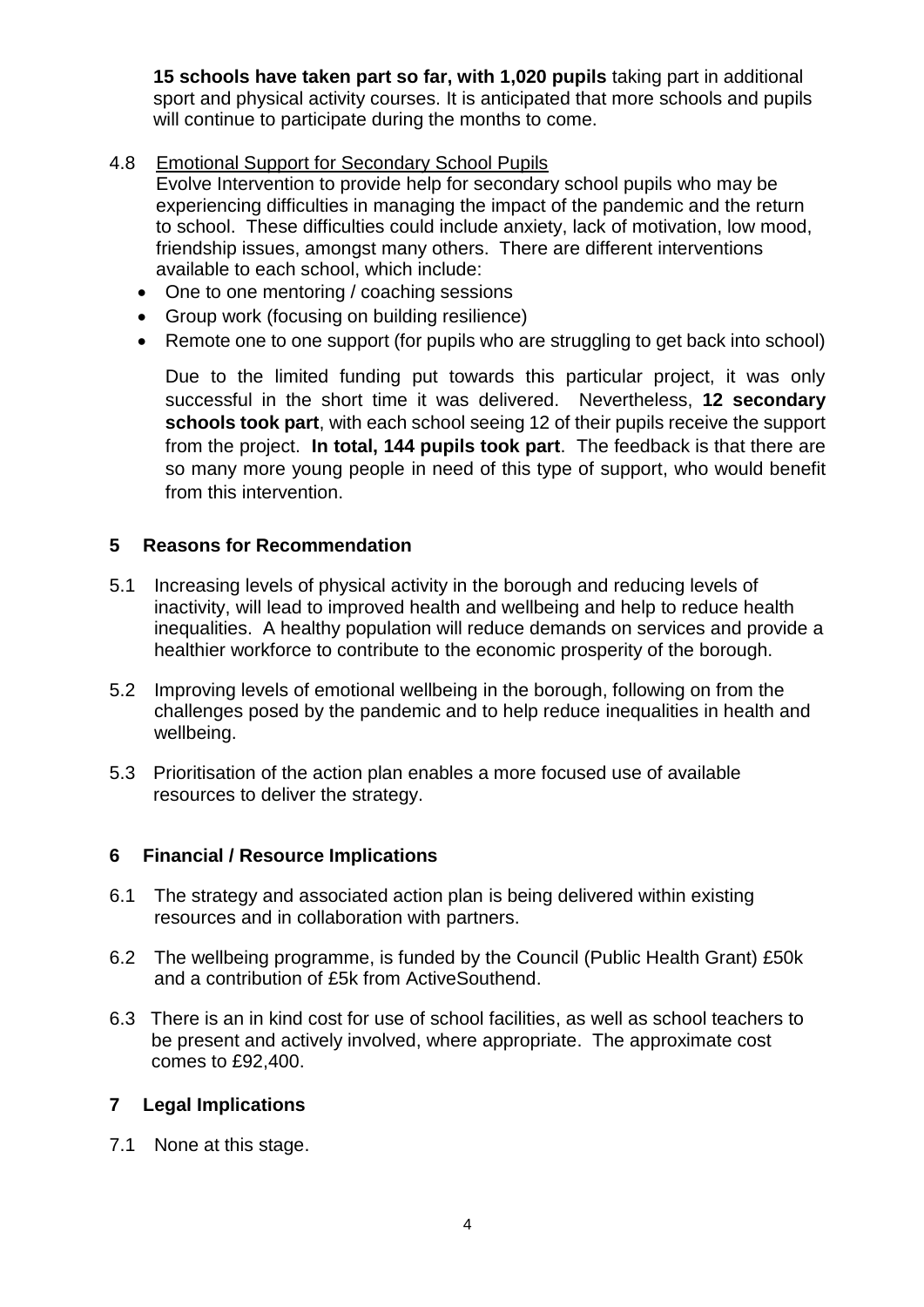**15 schools have taken part so far, with 1,020 pupils** taking part in additional sport and physical activity courses. It is anticipated that more schools and pupils will continue to participate during the months to come.

4.8 Emotional Support for Secondary School Pupils

Evolve Intervention to provide help for secondary school pupils who may be experiencing difficulties in managing the impact of the pandemic and the return to school. These difficulties could include anxiety, lack of motivation, low mood, friendship issues, amongst many others. There are different interventions available to each school, which include:

- One to one mentoring / coaching sessions
- Group work (focusing on building resilience)
- Remote one to one support (for pupils who are struggling to get back into school)

Due to the limited funding put towards this particular project, it was only successful in the short time it was delivered. Nevertheless, **12 secondary schools took part**, with each school seeing 12 of their pupils receive the support from the project. **In total, 144 pupils took part**. The feedback is that there are so many more young people in need of this type of support, who would benefit from this intervention.

## 5 Reasons for Recommendation

5.1 Increasing levels of physical activity in the borough and reducing levels of inactivity, will lead to improved health and wellbeing and help to reduce health inequalities. A healthy population will reduce demands on services and provide a healthier workforce to contribute to the economic prosperity of the borough.

5.2 Improving levels of emotional wellbeing in the borough, following on from the challenges posed by the pandemic and to help reduce inequalities in health and wellbeing.

5.3 Prioritisation of the action plan enables a more focused use of available resources to deliver the strategy.

## 6 Financial / Resource Implications

6.1 The strategy and associated action plan is being delivered within existing resources and in collaboration with partners.

6.2 The wellbeing programme, is funded by the Council (Public Health Grant) £50k and a contribution of £5k from ActiveSouthend.

6.3 There is an in kind cost for use of school facilities, as well as school teachers to be present and actively involved, where appropriate. The approximate cost comes to £92,400.

## 7 Legal Implications

7.1 None at this stage.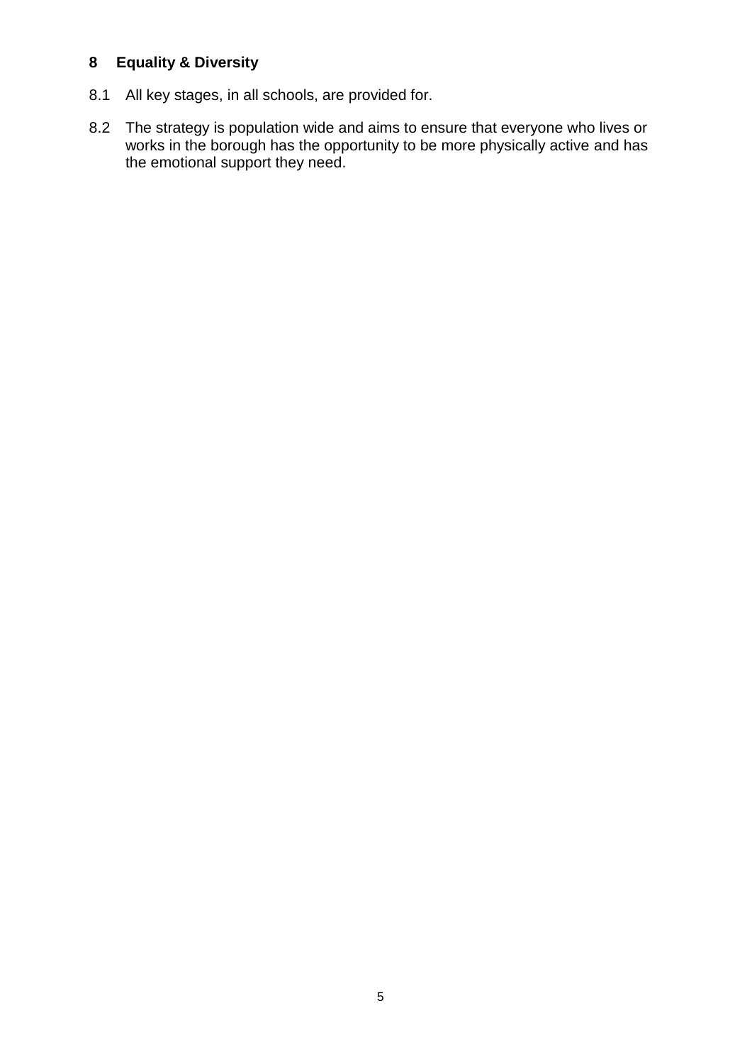## 8 Equality & Diversity

8.1 All key stages, in all schools, are provided for.

8.2 The strategy is population wide and aims to ensure that everyone who lives or works in the borough has the opportunity to be more physically active and has the emotional support they need.